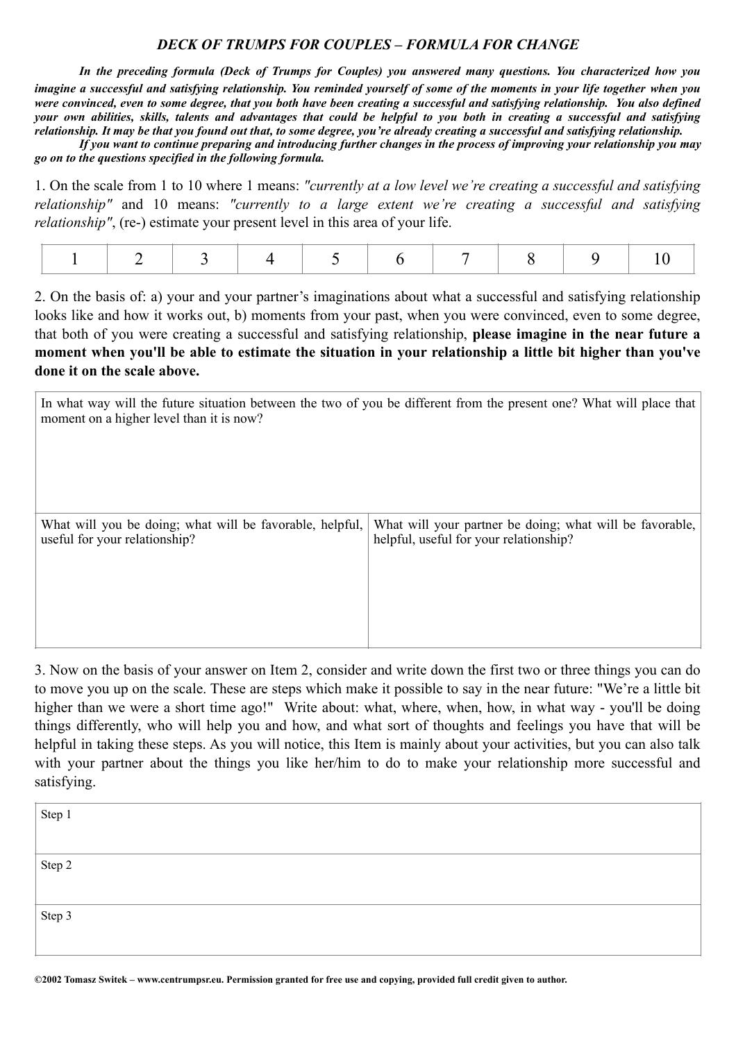### *DECK OF TRUMPS FOR COUPLES – FORMULA FOR CHANGE*

***In the preceding formula (Deck of Trumps for Couples) you answered many questions. You characterized how you imagine a successful and satisfying relationship. You reminded yourself of some of the moments in your life together when you were convinced, even to some degree, that you both have been creating a successful and satisfying relationship. You also defined your own abilities, skills, talents and advantages that could be helpful to you both in creating a successful and satisfying relationship. It may be that you found out that, to some degree, you're already creating a successful and satisfying relationship.***

***If you want to continue preparing and introducing further changes in the process of improving your relationship you may go on to the questions specified in the following formula.***

1. On the scale from 1 to 10 where 1 means: *"currently at a low level we're creating a successful and satisfying relationship"* and 10 means: *"currently to a large extent we're creating a successful and satisfying relationship"*, (re-) estimate your present level in this area of your life.

| 1 | 2 | 3 | 4 | 5 | 6 | 7 | 8 | 9 | 10 |
|---|---|---|---|---|---|---|---|---|---|

2. On the basis of: a) your and your partner's imaginations about what a successful and satisfying relationship looks like and how it works out, b) moments from your past, when you were convinced, even to some degree, that both of you were creating a successful and satisfying relationship, **please imagine in the near future a moment when you'll be able to estimate the situation in your relationship a little bit higher than you've done it on the scale above.**

| In what way will the future situation between the two of you be different from the present one? What will place that moment on a higher level than it is now? | |
|---|---|
| What will you be doing; what will be favorable, helpful, useful for your relationship? | What will your partner be doing; what will be favorable, helpful, useful for your relationship? |

3. Now on the basis of your answer on Item 2, consider and write down the first two or three things you can do to move you up on the scale. These are steps which make it possible to say in the near future: "We're a little bit higher than we were a short time ago!" Write about: what, where, when, how, in what way - you'll be doing things differently, who will help you and how, and what sort of thoughts and feelings you have that will be helpful in taking these steps. As you will notice, this Item is mainly about your activities, but you can also talk with your partner about the things you like her/him to do to make your relationship more successful and satisfying.

| Step 1 |
|---|
| Step 2 |
| Step 3 |

**©2002 Tomasz Switek – www.centrumpsr.eu. Permission granted for free use and copying, provided full credit given to author.**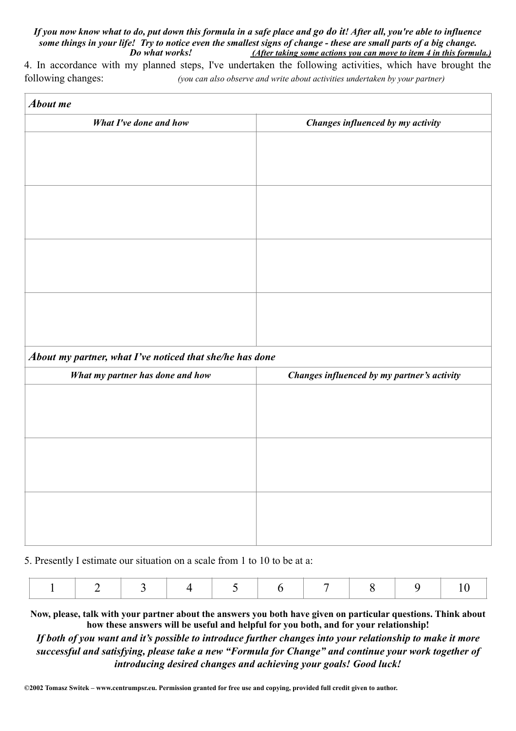***If you now know what to do, put down this formula in a safe place and go do it! After all, you're able to influence some things in your life! Try to notice even the smallest signs of change - these are small parts of a big change. Do what works!*** ***(After taking some actions you can move to item 4 in this formula.)***

4. In accordance with my planned steps, I've undertaken the following activities, which have brought the following changes: *(you can also observe and write about activities undertaken by your partner)*

| ***About me*** | |
|---|---|
| ***What I've done and how*** | ***Changes influenced by my activity*** |
| | |
| | |
| | |
| | |

| ***About my partner, what I've noticed that she/he has done*** | |
|---|---|
| ***What my partner has done and how*** | ***Changes influenced by my partner's activity*** |
| | |
| | |
| | |

5. Presently I estimate our situation on a scale from 1 to 10 to be at a:

| | | | | | | | | | |
|---|---|---|---|---|---|---|---|---|---|
| 1 | 2 | 3 | 4 | 5 | 6 | 7 | 8 | 9 | 10 |

**Now, please, talk with your partner about the answers you both have given on particular questions. Think about how these answers will be useful and helpful for you both, and for your relationship!**

***If both of you want and it's possible to introduce further changes into your relationship to make it more successful and satisfying, please take a new "Formula for Change" and continue your work together of introducing desired changes and achieving your goals! Good luck!***

**©2002 Tomasz Switek – www.centrumpsr.eu. Permission granted for free use and copying, provided full credit given to author.**